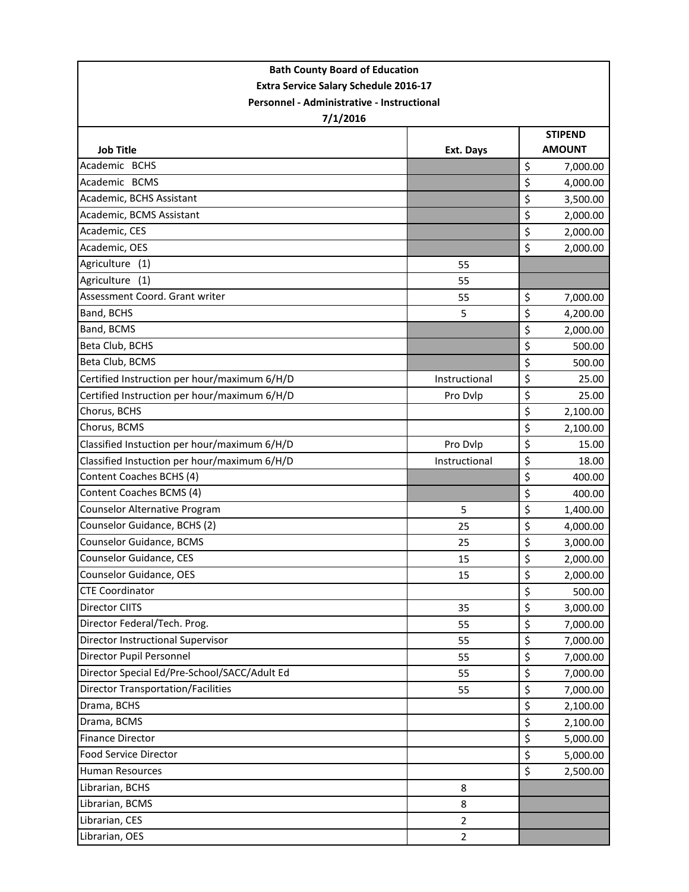**Bath County Board of Education**
**Extra Service Salary Schedule 2016-17**
**Personnel - Administrative - Instructional**
**7/1/2016**

| Job Title | Ext. Days | STIPEND AMOUNT |
|---|---|---|
| Academic BCHS | | $ 7,000.00 |
| Academic BCMS | | $ 4,000.00 |
| Academic, BCHS Assistant | | $ 3,500.00 |
| Academic, BCMS Assistant | | $ 2,000.00 |
| Academic, CES | | $ 2,000.00 |
| Academic, OES | | $ 2,000.00 |
| Agriculture (1) | 55 | |
| Agriculture (1) | 55 | |
| Assessment Coord. Grant writer | 55 | $ 7,000.00 |
| Band, BCHS | 5 | $ 4,200.00 |
| Band, BCMS | | $ 2,000.00 |
| Beta Club, BCHS | | $ 500.00 |
| Beta Club, BCMS | | $ 500.00 |
| Certified Instruction per hour/maximum 6/H/D | Instructional | $ 25.00 |
| Certified Instruction per hour/maximum 6/H/D | Pro Dvlp | $ 25.00 |
| Chorus, BCHS | | $ 2,100.00 |
| Chorus, BCMS | | $ 2,100.00 |
| Classified Instuction per hour/maximum 6/H/D | Pro Dvlp | $ 15.00 |
| Classified Instuction per hour/maximum 6/H/D | Instructional | $ 18.00 |
| Content Coaches BCHS (4) | | $ 400.00 |
| Content Coaches BCMS (4) | | $ 400.00 |
| Counselor Alternative Program | 5 | $ 1,400.00 |
| Counselor Guidance, BCHS (2) | 25 | $ 4,000.00 |
| Counselor Guidance, BCMS | 25 | $ 3,000.00 |
| Counselor Guidance, CES | 15 | $ 2,000.00 |
| Counselor Guidance, OES | 15 | $ 2,000.00 |
| CTE Coordinator | | $ 500.00 |
| Director CIITS | 35 | $ 3,000.00 |
| Director Federal/Tech. Prog. | 55 | $ 7,000.00 |
| Director Instructional Supervisor | 55 | $ 7,000.00 |
| Director Pupil Personnel | 55 | $ 7,000.00 |
| Director Special Ed/Pre-School/SACC/Adult Ed | 55 | $ 7,000.00 |
| Director Transportation/Facilities | 55 | $ 7,000.00 |
| Drama, BCHS | | $ 2,100.00 |
| Drama, BCMS | | $ 2,100.00 |
| Finance Director | | $ 5,000.00 |
| Food Service Director | | $ 5,000.00 |
| Human Resources | | $ 2,500.00 |
| Librarian, BCHS | 8 | |
| Librarian, BCMS | 8 | |
| Librarian, CES | 2 | |
| Librarian, OES | 2 | |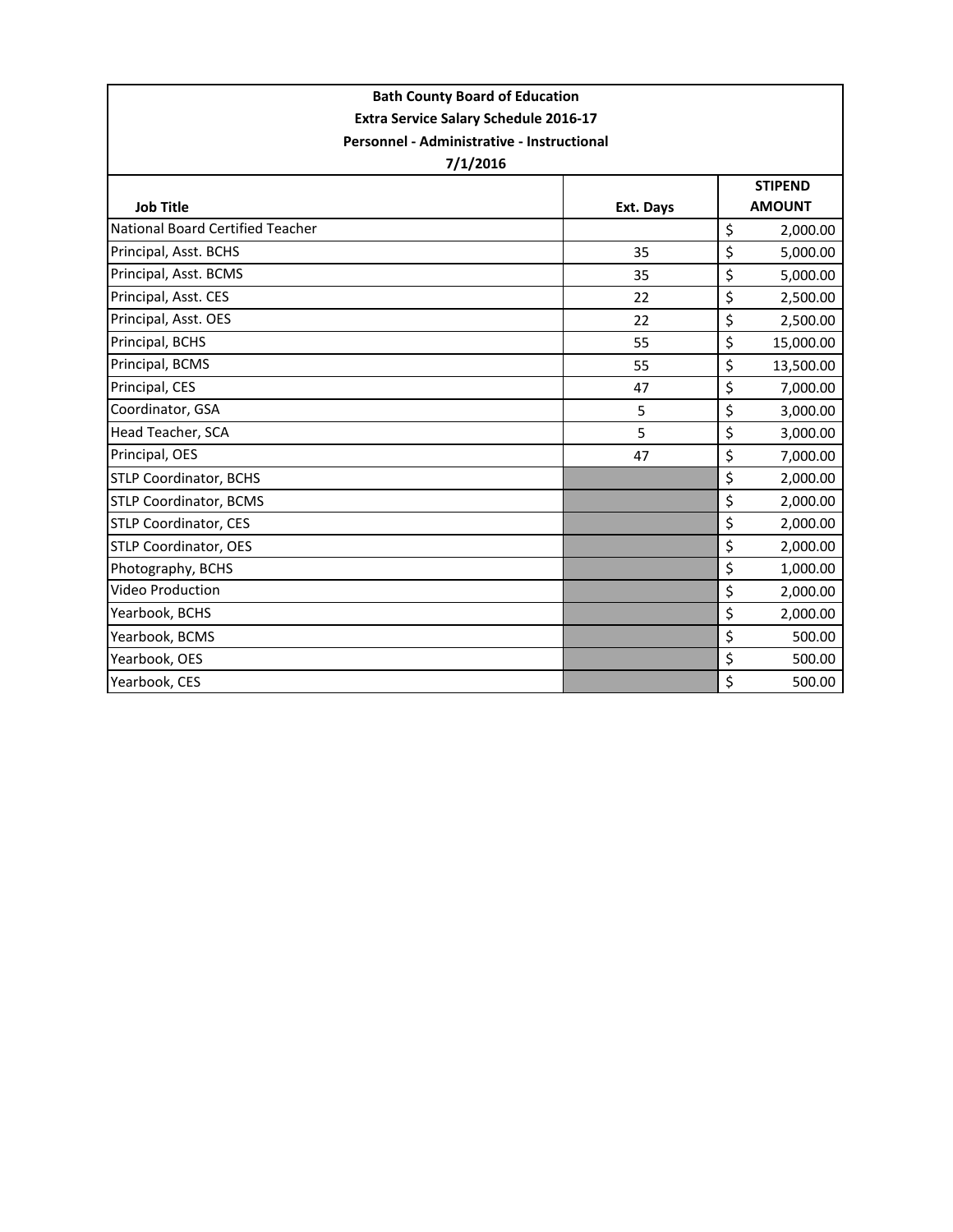**Bath County Board of Education**

**Extra Service Salary Schedule 2016-17**

**Personnel - Administrative - Instructional**

**7/1/2016**

| Job Title | Ext. Days | STIPEND AMOUNT |
|---|---|---|
| National Board Certified Teacher | | $ 2,000.00 |
| Principal, Asst. BCHS | 35 | $ 5,000.00 |
| Principal, Asst. BCMS | 35 | $ 5,000.00 |
| Principal, Asst. CES | 22 | $ 2,500.00 |
| Principal, Asst. OES | 22 | $ 2,500.00 |
| Principal, BCHS | 55 | $ 15,000.00 |
| Principal, BCMS | 55 | $ 13,500.00 |
| Principal, CES | 47 | $ 7,000.00 |
| Coordinator, GSA | 5 | $ 3,000.00 |
| Head Teacher, SCA | 5 | $ 3,000.00 |
| Principal, OES | 47 | $ 7,000.00 |
| STLP Coordinator, BCHS | | $ 2,000.00 |
| STLP Coordinator, BCMS | | $ 2,000.00 |
| STLP Coordinator, CES | | $ 2,000.00 |
| STLP Coordinator, OES | | $ 2,000.00 |
| Photography, BCHS | | $ 1,000.00 |
| Video Production | | $ 2,000.00 |
| Yearbook, BCHS | | $ 2,000.00 |
| Yearbook, BCMS | | $ 500.00 |
| Yearbook, OES | | $ 500.00 |
| Yearbook, CES | | $ 500.00 |